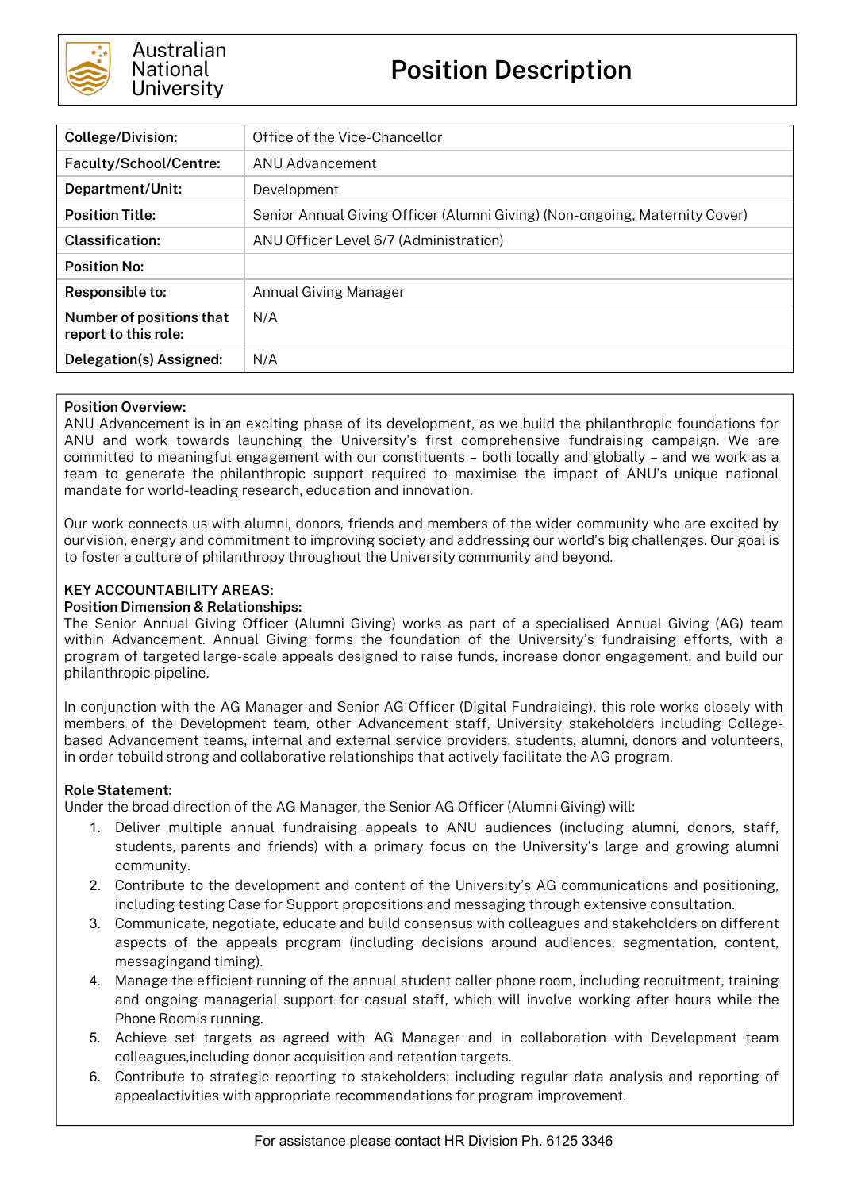Australian National University

# Position Description

| College/Division: | Office of the Vice-Chancellor |
|---|---|
| Faculty/School/Centre: | ANU Advancement |
| Department/Unit: | Development |
| Position Title: | Senior Annual Giving Officer (Alumni Giving) (Non-ongoing, Maternity Cover) |
| Classification: | ANU Officer Level 6/7 (Administration) |
| Position No: | |
| Responsible to: | Annual Giving Manager |
| Number of positions that report to this role: | N/A |
| Delegation(s) Assigned: | N/A |

**Position Overview:**
ANU Advancement is in an exciting phase of its development, as we build the philanthropic foundations for ANU and work towards launching the University's first comprehensive fundraising campaign. We are committed to meaningful engagement with our constituents – both locally and globally – and we work as a team to generate the philanthropic support required to maximise the impact of ANU's unique national mandate for world-leading research, education and innovation.

Our work connects us with alumni, donors, friends and members of the wider community who are excited by our vision, energy and commitment to improving society and addressing our world's big challenges. Our goal is to foster a culture of philanthropy throughout the University community and beyond.

**KEY ACCOUNTABILITY AREAS:**

**Position Dimension & Relationships:**
The Senior Annual Giving Officer (Alumni Giving) works as part of a specialised Annual Giving (AG) team within Advancement. Annual Giving forms the foundation of the University's fundraising efforts, with a program of targeted large-scale appeals designed to raise funds, increase donor engagement, and build our philanthropic pipeline.

In conjunction with the AG Manager and Senior AG Officer (Digital Fundraising), this role works closely with members of the Development team, other Advancement staff, University stakeholders including College-based Advancement teams, internal and external service providers, students, alumni, donors and volunteers, in order tobuild strong and collaborative relationships that actively facilitate the AG program.

**Role Statement:**
Under the broad direction of the AG Manager, the Senior AG Officer (Alumni Giving) will:

1. Deliver multiple annual fundraising appeals to ANU audiences (including alumni, donors, staff, students, parents and friends) with a primary focus on the University's large and growing alumni community.
2. Contribute to the development and content of the University's AG communications and positioning, including testing Case for Support propositions and messaging through extensive consultation.
3. Communicate, negotiate, educate and build consensus with colleagues and stakeholders on different aspects of the appeals program (including decisions around audiences, segmentation, content, messagingand timing).
4. Manage the efficient running of the annual student caller phone room, including recruitment, training and ongoing managerial support for casual staff, which will involve working after hours while the Phone Roomis running.
5. Achieve set targets as agreed with AG Manager and in collaboration with Development team colleagues,including donor acquisition and retention targets.
6. Contribute to strategic reporting to stakeholders; including regular data analysis and reporting of appealactivities with appropriate recommendations for program improvement.

For assistance please contact HR Division Ph. 6125 3346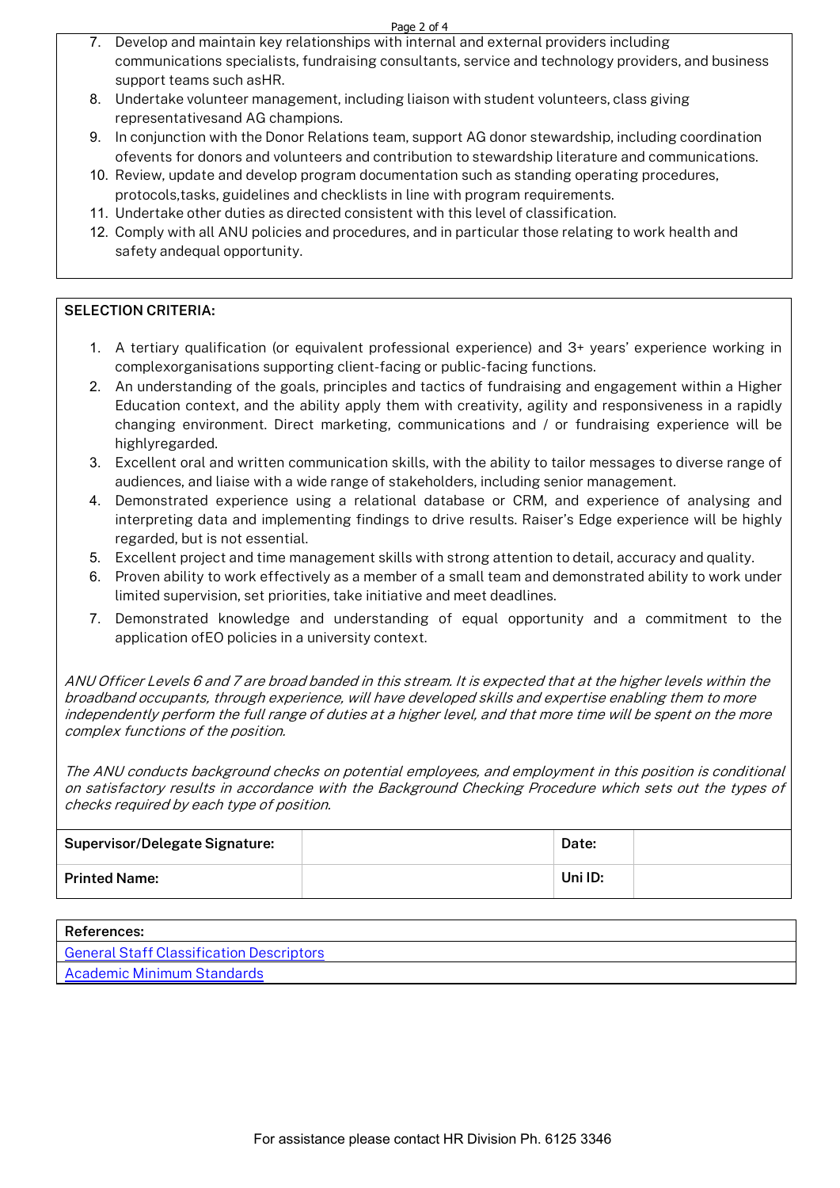7. Develop and maintain key relationships with internal and external providers including communications specialists, fundraising consultants, service and technology providers, and business support teams such asHR.
8. Undertake volunteer management, including liaison with student volunteers, class giving representativesand AG champions.
9. In conjunction with the Donor Relations team, support AG donor stewardship, including coordination ofevents for donors and volunteers and contribution to stewardship literature and communications.
10. Review, update and develop program documentation such as standing operating procedures, protocols,tasks, guidelines and checklists in line with program requirements.
11. Undertake other duties as directed consistent with this level of classification.
12. Comply with all ANU policies and procedures, and in particular those relating to work health and safety andequal opportunity.

**SELECTION CRITERIA:**

1. A tertiary qualification (or equivalent professional experience) and 3+ years' experience working in complexorganisations supporting client-facing or public-facing functions.
2. An understanding of the goals, principles and tactics of fundraising and engagement within a Higher Education context, and the ability apply them with creativity, agility and responsiveness in a rapidly changing environment. Direct marketing, communications and / or fundraising experience will be highlyregarded.
3. Excellent oral and written communication skills, with the ability to tailor messages to diverse range of audiences, and liaise with a wide range of stakeholders, including senior management.
4. Demonstrated experience using a relational database or CRM, and experience of analysing and interpreting data and implementing findings to drive results. Raiser's Edge experience will be highly regarded, but is not essential.
5. Excellent project and time management skills with strong attention to detail, accuracy and quality.
6. Proven ability to work effectively as a member of a small team and demonstrated ability to work under limited supervision, set priorities, take initiative and meet deadlines.
7. Demonstrated knowledge and understanding of equal opportunity and a commitment to the application ofEO policies in a university context.

*ANU Officer Levels 6 and 7 are broad banded in this stream. It is expected that at the higher levels within the broadband occupants, through experience, will have developed skills and expertise enabling them to more independently perform the full range of duties at a higher level, and that more time will be spent on the more complex functions of the position.*

*The ANU conducts background checks on potential employees, and employment in this position is conditional on satisfactory results in accordance with the Background Checking Procedure which sets out the types of checks required by each type of position.*

| **Supervisor/Delegate Signature:** | | **Date:** | |
|---|---|---|---|
| **Printed Name:** | | **Uni ID:** | |

| **References:** |
|---|
| General Staff Classification Descriptors |
| Academic Minimum Standards |

For assistance please contact HR Division Ph. 6125 3346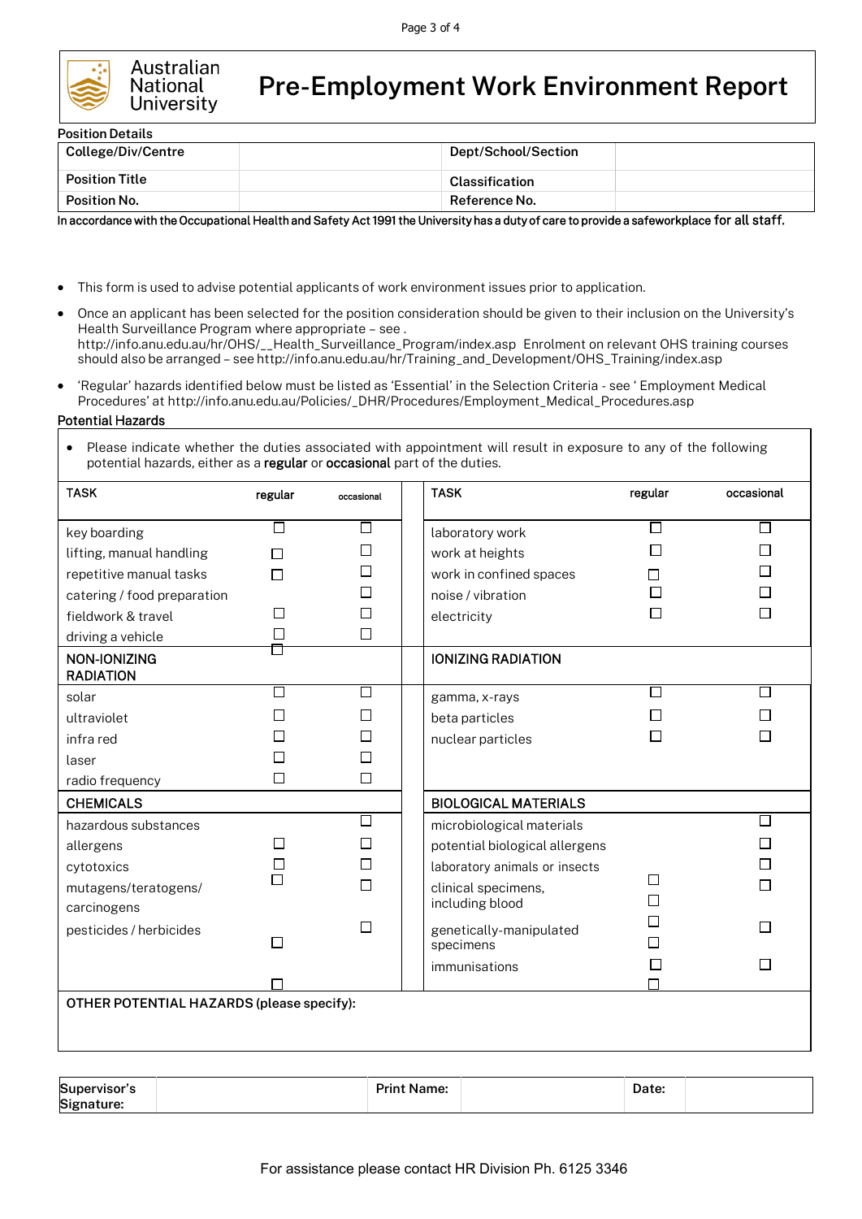Australian National University

# Pre-Employment Work Environment Report

**Position Details**

| | | | |
|---|---|---|---|
| **College/Div/Centre** | | **Dept/School/Section** | |
| **Position Title** | | **Classification** | |
| **Position No.** | | **Reference No.** | |

In accordance with the Occupational Health and Safety Act 1991 the University has a duty of care to provide a safeworkplace for all staff.

- This form is used to advise potential applicants of work environment issues prior to application.
- Once an applicant has been selected for the position consideration should be given to their inclusion on the University's Health Surveillance Program where appropriate – see . http://info.anu.edu.au/hr/OHS/__Health_Surveillance_Program/index.asp Enrolment on relevant OHS training courses should also be arranged – see http://info.anu.edu.au/hr/Training_and_Development/OHS_Training/index.asp
- 'Regular' hazards identified below must be listed as 'Essential' in the Selection Criteria - see ' Employment Medical Procedures' at http://info.anu.edu.au/Policies/_DHR/Procedures/Employment_Medical_Procedures.asp

**Potential Hazards**

- Please indicate whether the duties associated with appointment will result in exposure to any of the following potential hazards, either as a **regular** or **occasional** part of the duties.

| TASK | regular | occasional | TASK | regular | occasional |
|---|---|---|---|---|---|
| key boarding | ☐ | ☐ | laboratory work | ☐ | ☐ |
| lifting, manual handling | ☐ | ☐ | work at heights | ☐ | ☐ |
| repetitive manual tasks | ☐ | ☐ | work in confined spaces | ☐ | ☐ |
| catering / food preparation | | ☐ | noise / vibration | ☐ | ☐ |
| fieldwork & travel | ☐ | ☐ | electricity | ☐ | ☐ |
| driving a vehicle | ☐ | ☐ | | | |
| **NON-IONIZING RADIATION** | ☐ | | **IONIZING RADIATION** | | |
| solar | ☐ | ☐ | gamma, x-rays | ☐ | ☐ |
| ultraviolet | ☐ | ☐ | beta particles | ☐ | ☐ |
| infra red | ☐ | ☐ | nuclear particles | ☐ | ☐ |
| laser | ☐ | ☐ | | | |
| radio frequency | ☐ | ☐ | | | |
| **CHEMICALS** | | | **BIOLOGICAL MATERIALS** | | |
| hazardous substances | | ☐ | microbiological materials | | ☐ |
| allergens | ☐ | ☐ | potential biological allergens | | ☐ |
| cytotoxics | ☐ | ☐ | laboratory animals or insects | | ☐ |
| mutagens/teratogens/ carcinogens | ☐ | ☐ | clinical specimens, including blood | ☐ ☐ | ☐ |
| pesticides / herbicides | ☐ | ☐ | genetically-manipulated specimens | ☐ ☐ | ☐ |
| | ☐ | | immunisations | ☐ ☐ | ☐ |

**OTHER POTENTIAL HAZARDS (please specify):**

| | | | | | |
|---|---|---|---|---|---|
| **Supervisor's Signature:** | | **Print Name:** | | **Date:** | |

For assistance please contact HR Division Ph. 6125 3346